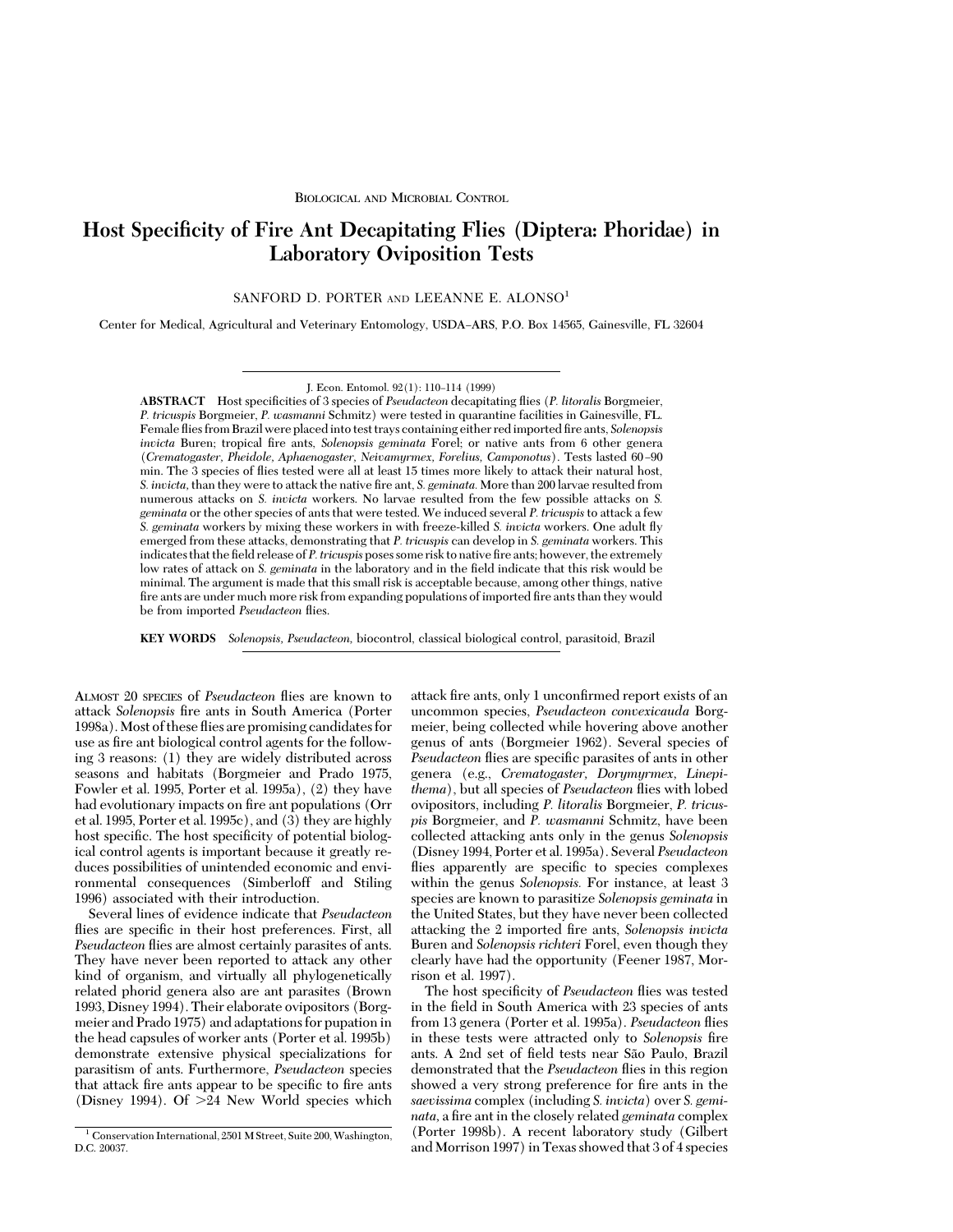Biological and Microbial Control

# Host Specificity of Fire Ant Decapitating Flies (Diptera: Phoridae) in Laboratory Oviposition Tests

SANFORD D. PORTER and LEEANNE E. ALONSO[1]

Center for Medical, Agricultural and Veterinary Entomology, USDA–ARS, P.O. Box 14565, Gainesville, FL 32604

J. Econ. Entomol. 92(1): 110–114 (1999)

**ABSTRACT** Host specificities of 3 species of *Pseudacteon* decapitating flies (*P. litoralis* Borgmeier, *P. tricuspis* Borgmeier, *P. wasmanni* Schmitz) were tested in quarantine facilities in Gainesville, FL. Female flies from Brazil were placed into test trays containing either red imported fire ants, *Solenopsis invicta* Buren; tropical fire ants, *Solenopsis geminata* Forel; or native ants from 6 other genera (*Crematogaster*, *Pheidole*, *Aphaenogaster*, *Neivamyrmex*, *Forelius*, *Camponotus*). Tests lasted 60–90 min. The 3 species of flies tested were all at least 15 times more likely to attack their natural host, *S. invicta*, than they were to attack the native fire ant, *S. geminata*. More than 200 larvae resulted from numerous attacks on *S. invicta* workers. No larvae resulted from the few possible attacks on *S. geminata* or the other species of ants that were tested. We induced several *P. tricuspis* to attack a few *S. geminata* workers by mixing these workers in with freeze-killed *S. invicta* workers. One adult fly emerged from these attacks, demonstrating that *P. tricuspis* can develop in *S. geminata* workers. This indicates that the field release of *P. tricuspis* poses some risk to native fire ants; however, the extremely low rates of attack on *S. geminata* in the laboratory and in the field indicate that this risk would be minimal. The argument is made that this small risk is acceptable because, among other things, native fire ants are under much more risk from expanding populations of imported fire ants than they would be from imported *Pseudacteon* flies.

**KEY WORDS** *Solenopsis*, *Pseudacteon*, biocontrol, classical biological control, parasitoid, Brazil

Almost 20 species of *Pseudacteon* flies are known to attack *Solenopsis* fire ants in South America (Porter 1998a). Most of these flies are promising candidates for use as fire ant biological control agents for the following 3 reasons: (1) they are widely distributed across seasons and habitats (Borgmeier and Prado 1975, Fowler et al. 1995, Porter et al. 1995a), (2) they have had evolutionary impacts on fire ant populations (Orr et al. 1995, Porter et al. 1995c), and (3) they are highly host specific. The host specificity of potential biological control agents is important because it greatly reduces possibilities of unintended economic and environmental consequences (Simberloff and Stiling 1996) associated with their introduction.

Several lines of evidence indicate that *Pseudacteon* flies are specific in their host preferences. First, all *Pseudacteon* flies are almost certainly parasites of ants. They have never been reported to attack any other kind of organism, and virtually all phylogenetically related phorid genera also are ant parasites (Brown 1993, Disney 1994). Their elaborate ovipositors (Borgmeier and Prado 1975) and adaptations for pupation in the head capsules of worker ants (Porter et al. 1995b) demonstrate extensive physical specializations for parasitism of ants. Furthermore, *Pseudacteon* species that attack fire ants appear to be specific to fire ants (Disney 1994). Of >24 New World species which attack fire ants, only 1 unconfirmed report exists of an uncommon species, *Pseudacteon convexicauda* Borgmeier, being collected while hovering above another genus of ants (Borgmeier 1962). Several species of *Pseudacteon* flies are specific parasites of ants in other genera (e.g., *Crematogaster*, *Dorymyrmex*, *Linepithema*), but all species of *Pseudacteon* flies with lobed ovipositors, including *P. litoralis* Borgmeier, *P. tricuspis* Borgmeier, and *P. wasmanni* Schmitz, have been collected attacking ants only in the genus *Solenopsis* (Disney 1994, Porter et al. 1995a). Several *Pseudacteon* flies apparently are specific to species complexes within the genus *Solenopsis*. For instance, at least 3 species are known to parasitize *Solenopsis geminata* in the United States, but they have never been collected attacking the 2 imported fire ants, *Solenopsis invicta* Buren and *Solenopsis richteri* Forel, even though they clearly have had the opportunity (Feener 1987, Morrison et al. 1997).

The host specificity of *Pseudacteon* flies was tested in the field in South America with 23 species of ants from 13 genera (Porter et al. 1995a). *Pseudacteon* flies in these tests were attracted only to *Solenopsis* fire ants. A 2nd set of field tests near São Paulo, Brazil demonstrated that the *Pseudacteon* flies in this region showed a very strong preference for fire ants in the *saevissima* complex (including *S. invicta*) over *S. geminata*, a fire ant in the closely related *geminata* complex (Porter 1998b). A recent laboratory study (Gilbert and Morrison 1997) in Texas showed that 3 of 4 species

[1] Conservation International, 2501 M Street, Suite 200, Washington, D.C. 20037.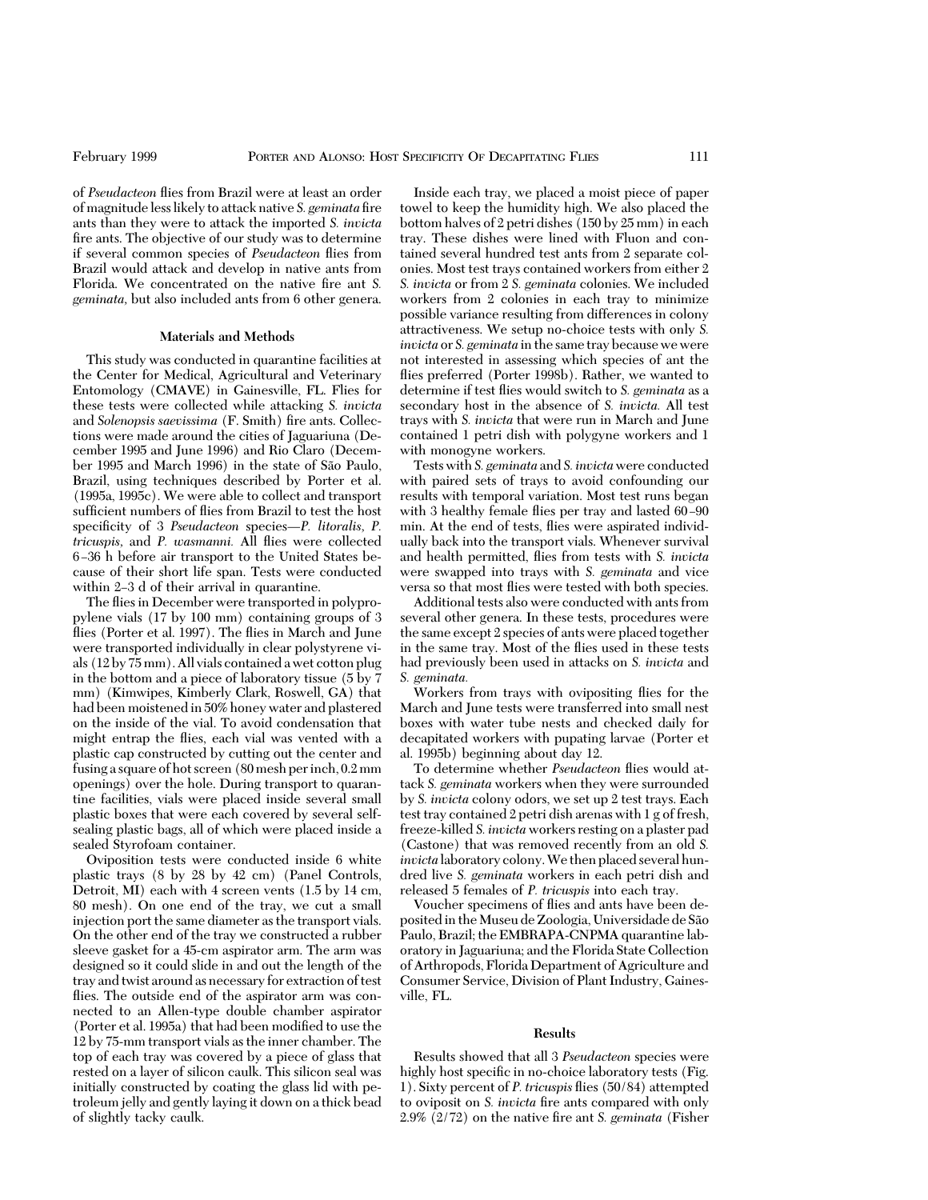of *Pseudacteon* flies from Brazil were at least an order of magnitude less likely to attack native *S. geminata* fire ants than they were to attack the imported *S. invicta* fire ants. The objective of our study was to determine if several common species of *Pseudacteon* flies from Brazil would attack and develop in native ants from Florida. We concentrated on the native fire ant *S. geminata*, but also included ants from 6 other genera.

## Materials and Methods

This study was conducted in quarantine facilities at the Center for Medical, Agricultural and Veterinary Entomology (CMAVE) in Gainesville, FL. Flies for these tests were collected while attacking *S. invicta* and *Solenopsis saevissima* (F. Smith) fire ants. Collections were made around the cities of Jaguariuna (December 1995 and June 1996) and Rio Claro (December 1995 and March 1996) in the state of São Paulo, Brazil, using techniques described by Porter et al. (1995a, 1995c). We were able to collect and transport sufficient numbers of flies from Brazil to test the host specificity of 3 *Pseudacteon* species—*P. litoralis, P. tricuspis,* and *P. wasmanni.* All flies were collected 6–36 h before air transport to the United States because of their short life span. Tests were conducted within 2–3 d of their arrival in quarantine.

The flies in December were transported in polypropylene vials (17 by 100 mm) containing groups of 3 flies (Porter et al. 1997). The flies in March and June were transported individually in clear polystyrene vials (12 by 75 mm). All vials contained a wet cotton plug in the bottom and a piece of laboratory tissue (5 by 7 mm) (Kimwipes, Kimberly Clark, Roswell, GA) that had been moistened in 50% honey water and plastered on the inside of the vial. To avoid condensation that might entrap the flies, each vial was vented with a plastic cap constructed by cutting out the center and fusing a square of hot screen (80 mesh per inch, 0.2 mm openings) over the hole. During transport to quarantine facilities, vials were placed inside several small plastic boxes that were each covered by several self-sealing plastic bags, all of which were placed inside a sealed Styrofoam container.

Oviposition tests were conducted inside 6 white plastic trays (8 by 28 by 42 cm) (Panel Controls, Detroit, MI) each with 4 screen vents (1.5 by 14 cm, 80 mesh). On one end of the tray, we cut a small injection port the same diameter as the transport vials. On the other end of the tray we constructed a rubber sleeve gasket for a 45-cm aspirator arm. The arm was designed so it could slide in and out the length of the tray and twist around as necessary for extraction of test flies. The outside end of the aspirator arm was connected to an Allen-type double chamber aspirator (Porter et al. 1995a) that had been modified to use the 12 by 75-mm transport vials as the inner chamber. The top of each tray was covered by a piece of glass that rested on a layer of silicon caulk. This silicon seal was initially constructed by coating the glass lid with petroleum jelly and gently laying it down on a thick bead of slightly tacky caulk.

Inside each tray, we placed a moist piece of paper towel to keep the humidity high. We also placed the bottom halves of 2 petri dishes (150 by 25 mm) in each tray. These dishes were lined with Fluon and contained several hundred test ants from 2 separate colonies. Most test trays contained workers from either 2 *S. invicta* or from 2 *S. geminata* colonies. We included workers from 2 colonies in each tray to minimize possible variance resulting from differences in colony attractiveness. We setup no-choice tests with only *S. invicta* or *S. geminata* in the same tray because we were not interested in assessing which species of ant the flies preferred (Porter 1998b). Rather, we wanted to determine if test flies would switch to *S. geminata* as a secondary host in the absence of *S. invicta.* All test trays with *S. invicta* that were run in March and June contained 1 petri dish with polygyne workers and 1 with monogyne workers.

Tests with *S. geminata* and *S. invicta* were conducted with paired sets of trays to avoid confounding our results with temporal variation. Most test runs began with 3 healthy female flies per tray and lasted 60–90 min. At the end of tests, flies were aspirated individually back into the transport vials. Whenever survival and health permitted, flies from tests with *S. invicta* were swapped into trays with *S. geminata* and vice versa so that most flies were tested with both species.

Additional tests also were conducted with ants from several other genera. In these tests, procedures were the same except 2 species of ants were placed together in the same tray. Most of the flies used in these tests had previously been used in attacks on *S. invicta* and *S. geminata.*

Workers from trays with ovipositing flies for the March and June tests were transferred into small nest boxes with water tube nests and checked daily for decapitated workers with pupating larvae (Porter et al. 1995b) beginning about day 12.

To determine whether *Pseudacteon* flies would attack *S. geminata* workers when they were surrounded by *S. invicta* colony odors, we set up 2 test trays. Each test tray contained 2 petri dish arenas with 1 g of fresh, freeze-killed *S. invicta* workers resting on a plaster pad (Castone) that was removed recently from an old *S. invicta* laboratory colony. We then placed several hundred live *S. geminata* workers in each petri dish and released 5 females of *P. tricuspis* into each tray.

Voucher specimens of flies and ants have been deposited in the Museu de Zoologia, Universidade de São Paulo, Brazil; the EMBRAPA-CNPMA quarantine laboratory in Jaguariuna; and the Florida State Collection of Arthropods, Florida Department of Agriculture and Consumer Service, Division of Plant Industry, Gainesville, FL.

## Results

Results showed that all 3 *Pseudacteon* species were highly host specific in no-choice laboratory tests (Fig. 1). Sixty percent of *P. tricuspis* flies (50/84) attempted to oviposit on *S. invicta* fire ants compared with only 2.9% (2/72) on the native fire ant *S. geminata* (Fisher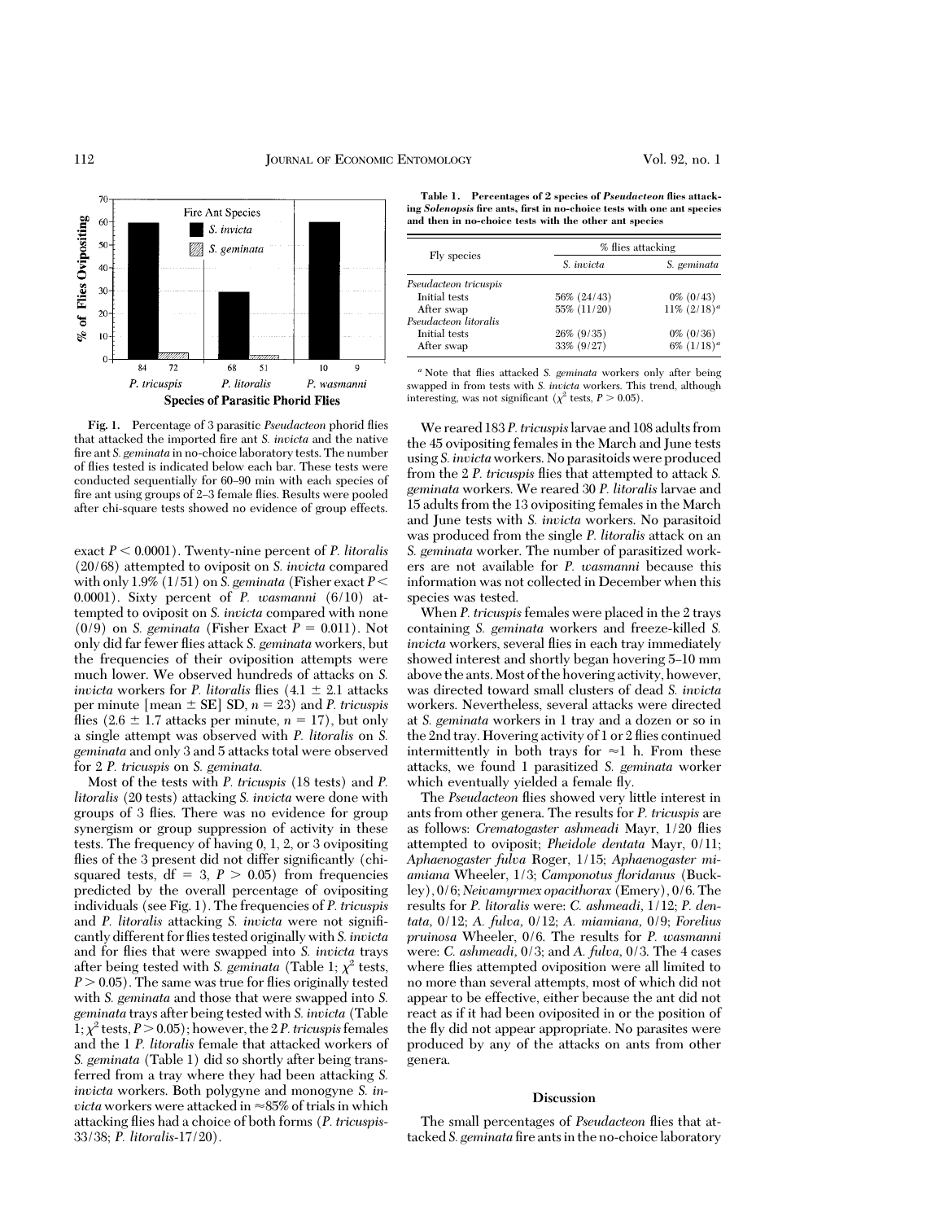Fig. 1. Percentage of 3 parasitic *Pseudacteon* phorid flies that attacked the imported fire ant *S. invicta* and the native fire ant *S. geminata* in no-choice laboratory tests. The number of flies tested is indicated below each bar. These tests were conducted sequentially for 60–90 min with each species of fire ant using groups of 2–3 female flies. Results were pooled after chi-square tests showed no evidence of group effects.

exact $P < 0.0001$). Twenty-nine percent of *P. litoralis* (20/68) attempted to oviposit on *S. invicta* compared with only 1.9% (1/51) on *S. geminata* (Fisher exact $P <$ 0.0001). Sixty percent of *P. wasmanni* (6/10) attempted to oviposit on *S. invicta* compared with none (0/9) on *S. geminata* (Fisher Exact $P = 0.011$). Not only did far fewer flies attack *S. geminata* workers, but the frequencies of their oviposition attempts were much lower. We observed hundreds of attacks on *S. invicta* workers for *P. litoralis* flies (4.1 ± 2.1 attacks per minute [mean ± SE] SD, $n = 23$) and *P. tricuspis* flies (2.6 ± 1.7 attacks per minute, $n = 17$), but only a single attempt was observed with *P. litoralis* on *S. geminata* and only 3 and 5 attacks total were observed for 2 *P. tricuspis* on *S. geminata*.

Most of the tests with *P. tricuspis* (18 tests) and *P. litoralis* (20 tests) attacking *S. invicta* were done with groups of 3 flies. There was no evidence for group synergism or group suppression of activity in these tests. The frequency of having 0, 1, 2, or 3 ovipositing flies of the 3 present did not differ significantly (chi-squared tests, df = 3, $P > 0.05$) from frequencies predicted by the overall percentage of ovipositing individuals (see Fig. 1). The frequencies of *P. tricuspis* and *P. litoralis* attacking *S. invicta* were not significantly different for flies tested originally with *S. invicta* and for flies that were swapped into *S. invicta* trays after being tested with *S. geminata* (Table 1; $\chi^2$ tests, $P > 0.05$). The same was true for flies originally tested with *S. geminata* and those that were swapped into *S. geminata* trays after being tested with *S. invicta* (Table 1; $\chi^2$ tests, $P > 0.05$); however, the 2 *P. tricuspis* females and the 1 *P. litoralis* female that attacked workers of *S. geminata* (Table 1) did so shortly after being transferred from a tray where they had been attacking *S. invicta* workers. Both polygyne and monogyne *S. invicta* workers were attacked in ≈85% of trials in which attacking flies had a choice of both forms (*P. tricuspis*-33/38; *P. litoralis*-17/20).

**Table 1. Percentages of 2 species of *Pseudacteon* flies attacking *Solenopsis* fire ants, first in no-choice tests with one ant species and then in no-choice tests with the other ant species**

| Fly species | % flies attacking | |
|---|---|---|
| | *S. invicta* | *S. geminata* |
| *Pseudacteon tricuspis* | | |
| Initial tests | 56% (24/43) | 0% (0/43) |
| After swap | 55% (11/20) | 11% (2/18)[a] |
| *Pseudacteon litoralis* | | |
| Initial tests | 26% (9/35) | 0% (0/36) |
| After swap | 33% (9/27) | 6% (1/18)[a] |

[a] Note that flies attacked *S. geminata* workers only after being swapped in from tests with *S. invicta* workers. This trend, although interesting, was not significant ($\chi^2$ tests, $P > 0.05$).

We reared 183 *P. tricuspis* larvae and 108 adults from the 45 ovipositing females in the March and June tests using *S. invicta* workers. No parasitoids were produced from the 2 *P. tricuspis* flies that attempted to attack *S. geminata* workers. We reared 30 *P. litoralis* larvae and 15 adults from the 13 ovipositing females in the March and June tests with *S. invicta* workers. No parasitoid was produced from the single *P. litoralis* attack on an *S. geminata* worker. The number of parasitized workers are not available for *P. wasmanni* because this information was not collected in December when this species was tested.

When *P. tricuspis* females were placed in the 2 trays containing *S. geminata* workers and freeze-killed *S. invicta* workers, several flies in each tray immediately showed interest and shortly began hovering 5–10 mm above the ants. Most of the hovering activity, however, was directed toward small clusters of dead *S. invicta* workers. Nevertheless, several attacks were directed at *S. geminata* workers in 1 tray and a dozen or so in the 2nd tray. Hovering activity of 1 or 2 flies continued intermittently in both trays for ≈1 h. From these attacks, we found 1 parasitized *S. geminata* worker which eventually yielded a female fly.

The *Pseudacteon* flies showed very little interest in ants from other genera. The results for *P. tricuspis* are as follows: *Crematogaster ashmeadi* Mayr, 1/20 flies attempted to oviposit; *Pheidole dentata* Mayr, 0/11; *Aphaenogaster fulva* Roger, 1/15; *Aphaenogaster miamiana* Wheeler, 1/3; *Camponotus floridanus* (Buckley), 0/6; *Neivamyrmex opacithorax* (Emery), 0/6. The results for *P. litoralis* were: *C. ashmeadi*, 1/12; *P. dentata*, 0/12; *A. fulva*, 0/12; *A. miamiana*, 0/9; *Forelius pruinosa* Wheeler, 0/6. The results for *P. wasmanni* were: *C. ashmeadi*, 0/3; and *A. fulva*, 0/3. The 4 cases where flies attempted oviposition were all limited to no more than several attempts, most of which did not appear to be effective, either because the ant did not react as if it had been oviposited in or the position of the fly did not appear appropriate. No parasites were produced by any of the attacks on ants from other genera.

## Discussion

The small percentages of *Pseudacteon* flies that attacked *S. geminata* fire ants in the no-choice laboratory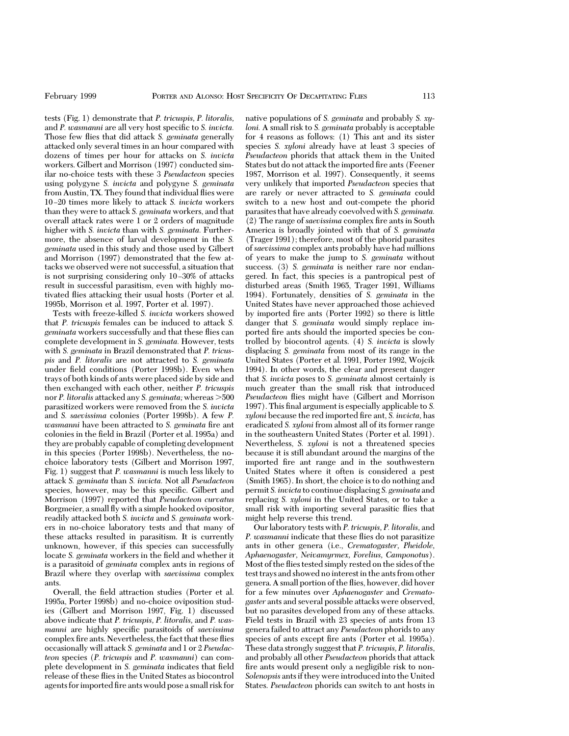tests (Fig. 1) demonstrate that *P. tricuspis*, *P. litoralis*, and *P. wasmanni* are all very host specific to *S. invicta*. Those few flies that did attack *S. geminata* generally attacked only several times in an hour compared with dozens of times per hour for attacks on *S. invicta* workers. Gilbert and Morrison (1997) conducted similar no-choice tests with these 3 *Pseudacteon* species using polygyne *S. invicta* and polygyne *S. geminata* from Austin, TX. They found that individual flies were 10–20 times more likely to attack *S. invicta* workers than they were to attack *S. geminata* workers, and that overall attack rates were 1 or 2 orders of magnitude higher with *S. invicta* than with *S. geminata*. Furthermore, the absence of larval development in the *S. geminata* used in this study and those used by Gilbert and Morrison (1997) demonstrated that the few attacks we observed were not successful, a situation that is not surprising considering only 10–30% of attacks result in successful parasitism, even with highly motivated flies attacking their usual hosts (Porter et al. 1995b, Morrison et al. 1997, Porter et al. 1997).

Tests with freeze-killed *S. invicta* workers showed that *P. tricuspis* females can be induced to attack *S. geminata* workers successfully and that these flies can complete development in *S. geminata*. However, tests with *S. geminata* in Brazil demonstrated that *P. tricuspis* and *P. litoralis* are not attracted to *S. geminata* under field conditions (Porter 1998b). Even when trays of both kinds of ants were placed side by side and then exchanged with each other, neither *P. tricuspis* nor *P. litoralis* attacked any *S. geminata*; whereas >500 parasitized workers were removed from the *S. invicta* and *S. saevissima* colonies (Porter 1998b). A few *P. wasmanni* have been attracted to *S. geminata* fire ant colonies in the field in Brazil (Porter et al. 1995a) and they are probably capable of completing development in this species (Porter 1998b). Nevertheless, the no-choice laboratory tests (Gilbert and Morrison 1997, Fig. 1) suggest that *P. wasmanni* is much less likely to attack *S. geminata* than *S. invicta*. Not all *Pseudacteon* species, however, may be this specific. Gilbert and Morrison (1997) reported that *Pseudacteon curvatus* Borgmeier, a small fly with a simple hooked ovipositor, readily attacked both *S. invicta* and *S. geminata* workers in no-choice laboratory tests and that many of these attacks resulted in parasitism. It is currently unknown, however, if this species can successfully locate *S. geminata* workers in the field and whether it is a parasitoid of *geminata* complex ants in regions of Brazil where they overlap with *saevissima* complex ants.

Overall, the field attraction studies (Porter et al. 1995a, Porter 1998b) and no-choice oviposition studies (Gilbert and Morrison 1997, Fig. 1) discussed above indicate that *P. tricuspis*, *P. litoralis*, and *P. wasmanni* are highly specific parasitoids of *saevissima* complex fire ants. Nevertheless, the fact that these flies occasionally will attack *S. geminata* and 1 or 2 *Pseudacteon* species (*P. tricuspis* and *P. wasmanni*) can complete development in *S. geminata* indicates that field release of these flies in the United States as biocontrol agents for imported fire ants would pose a small risk for native populations of *S. geminata* and probably *S. xyloni*. A small risk to *S. geminata* probably is acceptable for 4 reasons as follows: (1) This ant and its sister species *S. xyloni* already have at least 3 species of *Pseudacteon* phorids that attack them in the United States but do not attack the imported fire ants (Feener 1987, Morrison et al. 1997). Consequently, it seems very unlikely that imported *Pseudacteon* species that are rarely or never attracted to *S. geminata* could switch to a new host and out-compete the phorid parasites that have already coevolved with *S. geminata*. (2) The range of *saevissima* complex fire ants in South America is broadly jointed with that of *S. geminata* (Trager 1991); therefore, most of the phorid parasites of *saevissima* complex ants probably have had millions of years to make the jump to *S. geminata* without success. (3) *S. geminata* is neither rare nor endangered. In fact, this species is a pantropical pest of disturbed areas (Smith 1965, Trager 1991, Williams 1994). Fortunately, densities of *S. geminata* in the United States have never approached those achieved by imported fire ants (Porter 1992) so there is little danger that *S. geminata* would simply replace imported fire ants should the imported species be controlled by biocontrol agents. (4) *S. invicta* is slowly displacing *S. geminata* from most of its range in the United States (Porter et al. 1991, Porter 1992, Wojcik 1994). In other words, the clear and present danger that *S. invicta* poses to *S. geminata* almost certainly is much greater than the small risk that introduced *Pseudacteon* flies might have (Gilbert and Morrison 1997). This final argument is especially applicable to *S. xyloni* because the red imported fire ant, *S. invicta*, has eradicated *S. xyloni* from almost all of its former range in the southeastern United States (Porter et al. 1991). Nevertheless, *S. xyloni* is not a threatened species because it is still abundant around the margins of the imported fire ant range and in the southwestern United States where it often is considered a pest (Smith 1965). In short, the choice is to do nothing and permit *S. invicta* to continue displacing *S. geminata* and replacing *S. xyloni* in the United States, or to take a small risk with importing several parasitic flies that might help reverse this trend.

Our laboratory tests with *P. tricuspis*, *P. litoralis*, and *P. wasmanni* indicate that these flies do not parasitize ants in other genera (i.e., *Crematogaster*, *Pheidole*, *Aphaenogaster*, *Neivamyrmex*, *Forelius*, *Camponotus*). Most of the flies tested simply rested on the sides of the test trays and showed no interest in the ants from other genera. A small portion of the flies, however, did hover for a few minutes over *Aphaenogaster* and *Crematogaster* ants and several possible attacks were observed, but no parasites developed from any of these attacks. Field tests in Brazil with 23 species of ants from 13 genera failed to attract any *Pseudacteon* phorids to any species of ants except fire ants (Porter et al. 1995a). These data strongly suggest that *P. tricuspis*, *P. litoralis*, and probably all other *Pseudacteon* phorids that attack fire ants would present only a negligible risk to non-*Solenopsis* ants if they were introduced into the United States. *Pseudacteon* phorids can switch to ant hosts in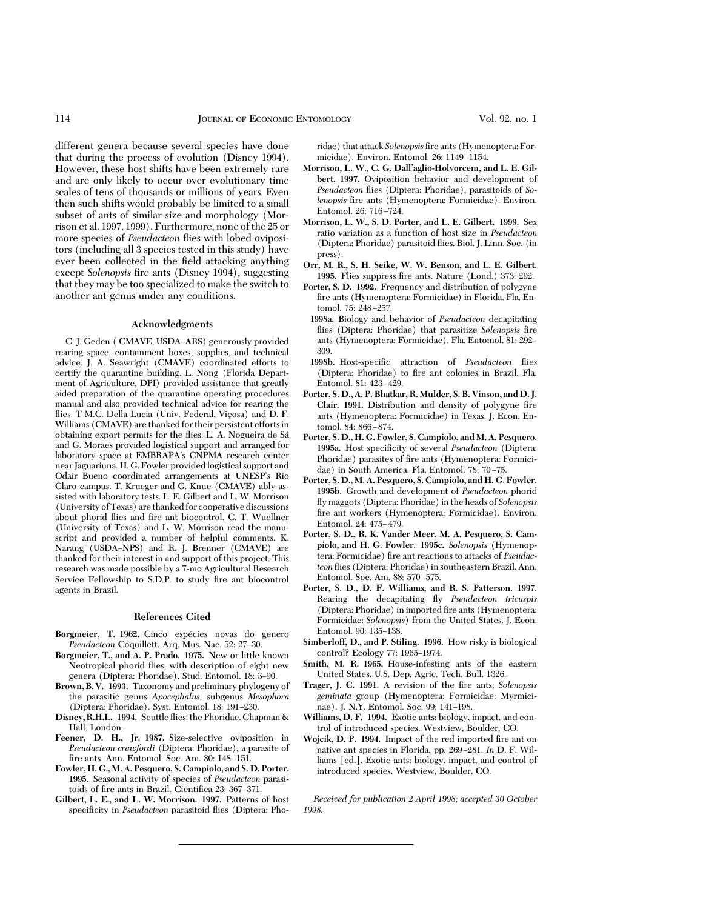different genera because several species have done that during the process of evolution (Disney 1994). However, these host shifts have been extremely rare and are only likely to occur over evolutionary time scales of tens of thousands or millions of years. Even then such shifts would probably be limited to a small subset of ants of similar size and morphology (Morrison et al. 1997, 1999). Furthermore, none of the 25 or more species of *Pseudacteon* flies with lobed ovipositors (including all 3 species tested in this study) have ever been collected in the field attacking anything except *Solenopsis* fire ants (Disney 1994), suggesting that they may be too specialized to make the switch to another ant genus under any conditions.

## Acknowledgments

C. J. Geden ( CMAVE, USDA–ARS) generously provided rearing space, containment boxes, supplies, and technical advice. J. A. Seawright (CMAVE) coordinated efforts to certify the quarantine building. L. Nong (Florida Department of Agriculture, DPI) provided assistance that greatly aided preparation of the quarantine operating procedures manual and also provided technical advice for rearing the flies. T M.C. Della Lucia (Univ. Federal, Viçosa) and D. F. Williams (CMAVE) are thanked for their persistent efforts in obtaining export permits for the flies. L. A. Nogueira de Sá and G. Moraes provided logistical support and arranged for laboratory space at EMBRAPA's CNPMA research center near Jaguariuna. H. G. Fowler provided logistical support and Odair Bueno coordinated arrangements at UNESP's Rio Claro campus. T. Krueger and G. Knue (CMAVE) ably assisted with laboratory tests. L. E. Gilbert and L. W. Morrison (University of Texas) are thanked for cooperative discussions about phorid flies and fire ant biocontrol. C. T. Wuellner (University of Texas) and L. W. Morrison read the manuscript and provided a number of helpful comments. K. Narang (USDA–NPS) and R. J. Brenner (CMAVE) are thanked for their interest in and support of this project. This research was made possible by a 7-mo Agricultural Research Service Fellowship to S.D.P. to study fire ant biocontrol agents in Brazil.

## References Cited

**Borgmeier, T. 1962.** Cinco espécies novas do genero *Pseudacteon* Coquillett. Arq. Mus. Nac. 52: 27–30.

**Borgmeier, T., and A. P. Prado. 1975.** New or little known Neotropical phorid flies, with description of eight new genera (Diptera: Phoridae). Stud. Entomol. 18: 3–90.

**Brown, B. V. 1993.** Taxonomy and preliminary phylogeny of the parasitic genus *Apocephalus*, subgenus *Mesophora* (Diptera: Phoridae). Syst. Entomol. 18: 191–230.

**Disney, R.H.L. 1994.** Scuttle flies: the Phoridae. Chapman & Hall, London.

**Feener, D. H., Jr. 1987.** Size-selective oviposition in *Pseudacteon crawfordi* (Diptera: Phoridae), a parasite of fire ants. Ann. Entomol. Soc. Am. 80: 148–151.

**Fowler, H. G., M. A. Pesquero, S. Campiolo, and S. D. Porter. 1995.** Seasonal activity of species of *Pseudacteon* parasitoids of fire ants in Brazil. Cientifica 23: 367–371.

**Gilbert, L. E., and L. W. Morrison. 1997.** Patterns of host specificity in *Pseudacteon* parasitoid flies (Diptera: Phoridae) that attack *Solenopsis* fire ants (Hymenoptera: Formicidae). Environ. Entomol. 26: 1149–1154.

**Morrison, L. W., C. G. Dall'aglio-Holvorcem, and L. E. Gilbert. 1997.** Oviposition behavior and development of *Pseudacteon* flies (Diptera: Phoridae), parasitoids of *Solenopsis* fire ants (Hymenoptera: Formicidae). Environ. Entomol. 26: 716–724.

**Morrison, L. W., S. D. Porter, and L. E. Gilbert. 1999.** Sex ratio variation as a function of host size in *Pseudacteon* (Diptera: Phoridae) parasitoid flies. Biol. J. Linn. Soc. (in press).

**Orr, M. R., S. H. Seike, W. W. Benson, and L. E. Gilbert. 1995.** Flies suppress fire ants. Nature (Lond.) 373: 292.

**Porter, S. D. 1992.** Frequency and distribution of polygyne fire ants (Hymenoptera: Formicidae) in Florida. Fla. Entomol. 75: 248–257.

**1998a.** Biology and behavior of *Pseudacteon* decapitating flies (Diptera: Phoridae) that parasitize *Solenopsis* fire ants (Hymenoptera: Formicidae). Fla. Entomol. 81: 292–309.

**1998b.** Host-specific attraction of *Pseudacteon* flies (Diptera: Phoridae) to fire ant colonies in Brazil. Fla. Entomol. 81: 423–429.

**Porter, S. D., A. P. Bhatkar, R. Mulder, S. B. Vinson, and D. J. Clair. 1991.** Distribution and density of polygyne fire ants (Hymenoptera: Formicidae) in Texas. J. Econ. Entomol. 84: 866–874.

**Porter, S. D., H. G. Fowler, S. Campiolo, and M. A. Pesquero. 1995a.** Host specificity of several *Pseudacteon* (Diptera: Phoridae) parasites of fire ants (Hymenoptera: Formicidae) in South America. Fla. Entomol. 78: 70–75.

**Porter, S. D., M. A. Pesquero, S. Campiolo, and H. G. Fowler. 1995b.** Growth and development of *Pseudacteon* phorid fly maggots (Diptera: Phoridae) in the heads of *Solenopsis* fire ant workers (Hymenoptera: Formicidae). Environ. Entomol. 24: 475–479.

**Porter, S. D., R. K. Vander Meer, M. A. Pesquero, S. Campiolo, and H. G. Fowler. 1995c.** *Solenopsis* (Hymenoptera: Formicidae) fire ant reactions to attacks of *Pseudacteon* flies (Diptera: Phoridae) in southeastern Brazil. Ann. Entomol. Soc. Am. 88: 570–575.

**Porter, S. D., D. F. Williams, and R. S. Patterson. 1997.** Rearing the decapitating fly *Pseudacteon tricuspis* (Diptera: Phoridae) in imported fire ants (Hymenoptera: Formicidae: *Solenopsis*) from the United States. J. Econ. Entomol. 90: 135–138.

**Simberloff, D., and P. Stiling. 1996.** How risky is biological control? Ecology 77: 1965–1974.

**Smith, M. R. 1965.** House-infesting ants of the eastern United States. U.S. Dep. Agric. Tech. Bull. 1326.

**Trager, J. C. 1991.** A revision of the fire ants, *Solenopsis geminata* group (Hymenoptera: Formicidae: Myrmicinae). J. N.Y. Entomol. Soc. 99: 141–198.

**Williams, D. F. 1994.** Exotic ants: biology, impact, and control of introduced species. Westview, Boulder, CO.

**Wojcik, D. P. 1994.** Impact of the red imported fire ant on native ant species in Florida, pp. 269–281. *In* D. F. Williams [ed.], Exotic ants: biology, impact, and control of introduced species. Westview, Boulder, CO.

*Received for publication 2 April 1998; accepted 30 October 1998.*